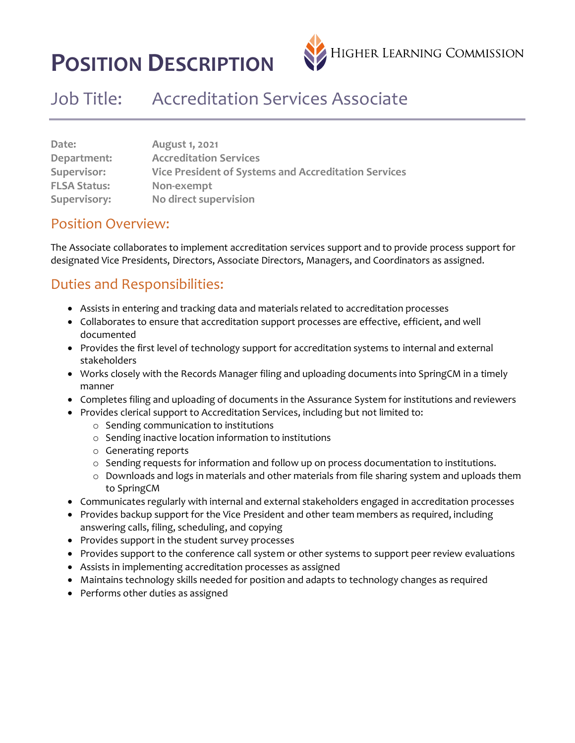# POSITION DESCRIPTION

HIGHER LEARNING COMMISSION

## Job Title: Accreditation Services Associate

| | |
|---|---|
| **Date:** | **August 1, 2021** |
| **Department:** | **Accreditation Services** |
| **Supervisor:** | **Vice President of Systems and Accreditation Services** |
| **FLSA Status:** | **Non-exempt** |
| **Supervisory:** | **No direct supervision** |

## Position Overview:

The Associate collaborates to implement accreditation services support and to provide process support for designated Vice Presidents, Directors, Associate Directors, Managers, and Coordinators as assigned.

## Duties and Responsibilities:

- Assists in entering and tracking data and materials related to accreditation processes
- Collaborates to ensure that accreditation support processes are effective, efficient, and well documented
- Provides the first level of technology support for accreditation systems to internal and external stakeholders
- Works closely with the Records Manager filing and uploading documents into SpringCM in a timely manner
- Completes filing and uploading of documents in the Assurance System for institutions and reviewers
- Provides clerical support to Accreditation Services, including but not limited to:
  - Sending communication to institutions
  - Sending inactive location information to institutions
  - Generating reports
  - Sending requests for information and follow up on process documentation to institutions.
  - Downloads and logs in materials and other materials from file sharing system and uploads them to SpringCM
- Communicates regularly with internal and external stakeholders engaged in accreditation processes
- Provides backup support for the Vice President and other team members as required, including answering calls, filing, scheduling, and copying
- Provides support in the student survey processes
- Provides support to the conference call system or other systems to support peer review evaluations
- Assists in implementing accreditation processes as assigned
- Maintains technology skills needed for position and adapts to technology changes as required
- Performs other duties as assigned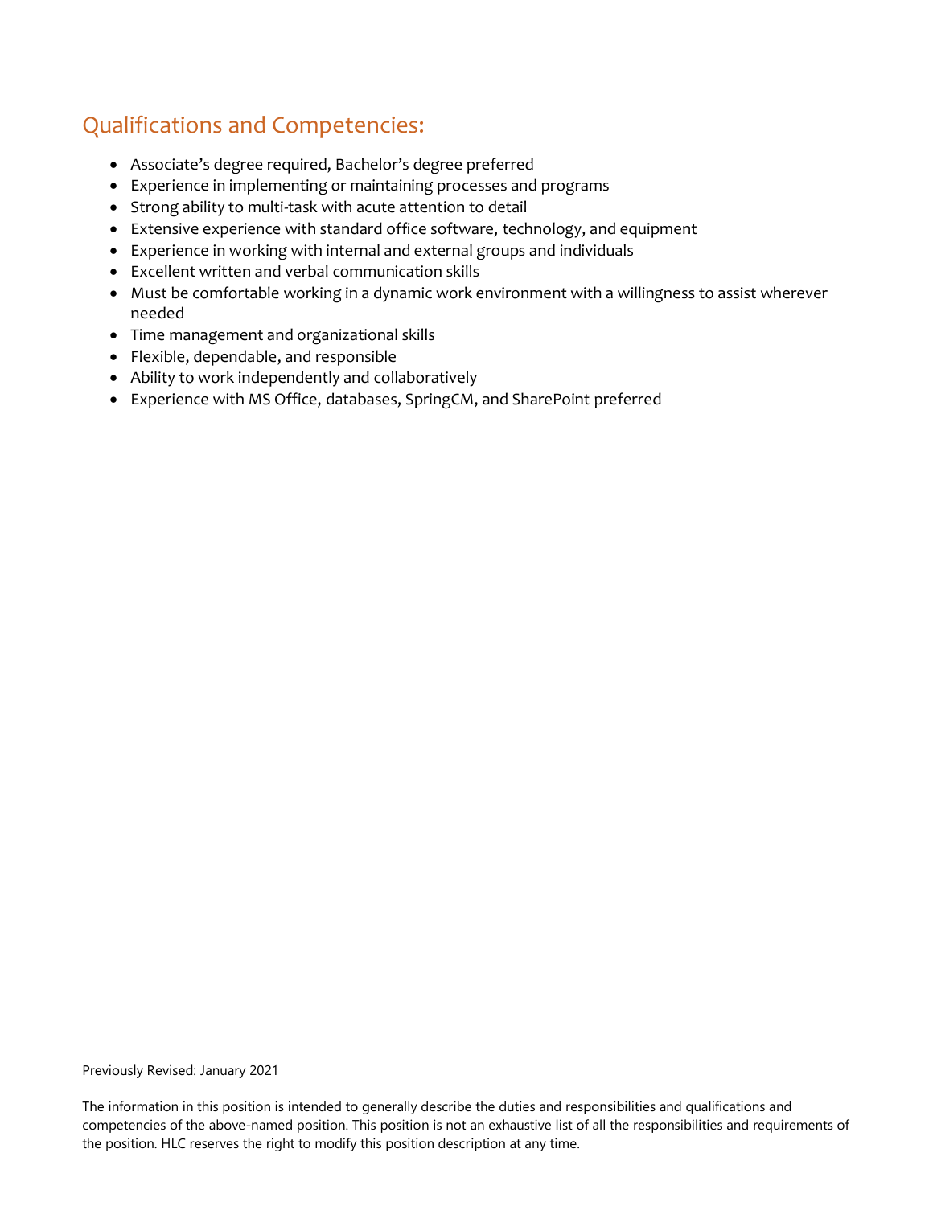## Qualifications and Competencies:

- Associate's degree required, Bachelor's degree preferred
- Experience in implementing or maintaining processes and programs
- Strong ability to multi-task with acute attention to detail
- Extensive experience with standard office software, technology, and equipment
- Experience in working with internal and external groups and individuals
- Excellent written and verbal communication skills
- Must be comfortable working in a dynamic work environment with a willingness to assist wherever needed
- Time management and organizational skills
- Flexible, dependable, and responsible
- Ability to work independently and collaboratively
- Experience with MS Office, databases, SpringCM, and SharePoint preferred

Previously Revised: January 2021

The information in this position is intended to generally describe the duties and responsibilities and qualifications and competencies of the above-named position. This position is not an exhaustive list of all the responsibilities and requirements of the position. HLC reserves the right to modify this position description at any time.